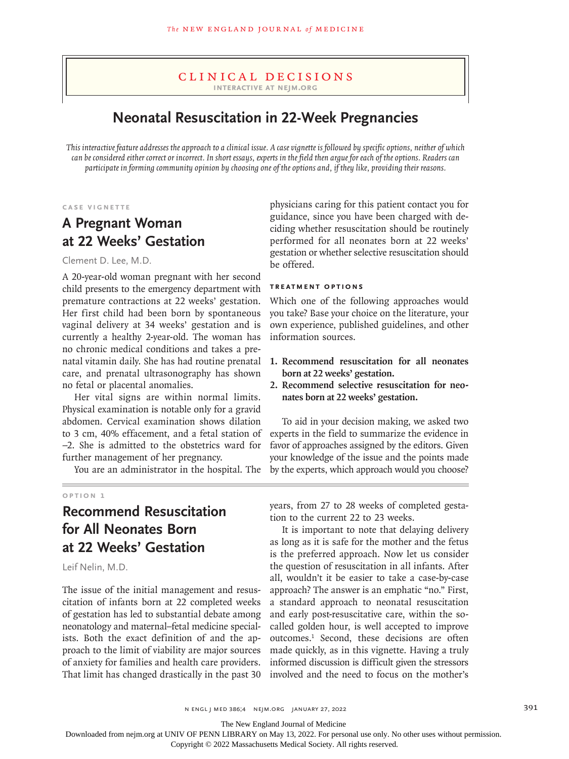# Clinical Decisions

**Interactive at NEJM.org**

## Neonatal Resuscitation in 22-Week Pregnancies

*This interactive feature addresses the approach to a clinical issue. A case vignette is followed by specific options, neither of which can be considered either correct or incorrect. In short essays, experts in the field then argue for each of the options. Readers can participate in forming community opinion by choosing one of the options and, if they like, providing their reasons.*

### Case Vignette

## A Pregnant Woman at 22 Weeks' Gestation

Clement D. Lee, M.D.

A 20-year-old woman pregnant with her second child presents to the emergency department with premature contractions at 22 weeks' gestation. Her first child had been born by spontaneous vaginal delivery at 34 weeks' gestation and is currently a healthy 2-year-old. The woman has no chronic medical conditions and takes a prenatal vitamin daily. She has had routine prenatal care, and prenatal ultrasonography has shown no fetal or placental anomalies.

Her vital signs are within normal limits. Physical examination is notable only for a gravid abdomen. Cervical examination shows dilation to 3 cm, 40% effacement, and a fetal station of −2. She is admitted to the obstetrics ward for further management of her pregnancy.

You are an administrator in the hospital. The physicians caring for this patient contact you for guidance, since you have been charged with deciding whether resuscitation should be routinely performed for all neonates born at 22 weeks' gestation or whether selective resuscitation should be offered.

### Treatment Options

Which one of the following approaches would you take? Base your choice on the literature, your own experience, published guidelines, and other information sources.

1. **Recommend resuscitation for all neonates born at 22 weeks' gestation.**
2. **Recommend selective resuscitation for neonates born at 22 weeks' gestation.**

To aid in your decision making, we asked two experts in the field to summarize the evidence in favor of approaches assigned by the editors. Given your knowledge of the issue and the points made by the experts, which approach would you choose?

### Option 1

## Recommend Resuscitation for All Neonates Born at 22 Weeks' Gestation

Leif Nelin, M.D.

The issue of the initial management and resuscitation of infants born at 22 completed weeks of gestation has led to substantial debate among neonatology and maternal–fetal medicine specialists. Both the exact definition of and the approach to the limit of viability are major sources of anxiety for families and health care providers. That limit has changed drastically in the past 30 years, from 27 to 28 weeks of completed gestation to the current 22 to 23 weeks.

It is important to note that delaying delivery as long as it is safe for the mother and the fetus is the preferred approach. Now let us consider the question of resuscitation in all infants. After all, wouldn't it be easier to take a case-by-case approach? The answer is an emphatic "no." First, a standard approach to neonatal resuscitation and early post-resuscitative care, within the so-called golden hour, is well accepted to improve outcomes.[1] Second, these decisions are often made quickly, as in this vignette. Having a truly informed discussion is difficult given the stressors involved and the need to focus on the mother's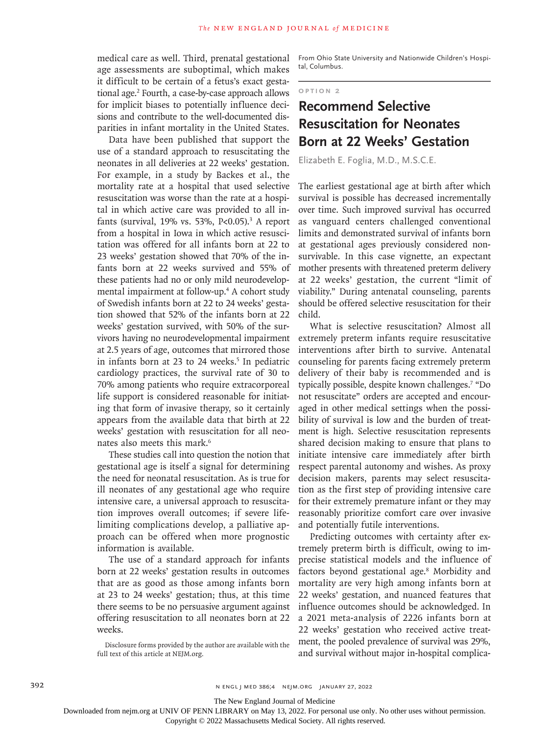medical care as well. Third, prenatal gestational age assessments are suboptimal, which makes it difficult to be certain of a fetus's exact gestational age.[2] Fourth, a case-by-case approach allows for implicit biases to potentially influence decisions and contribute to the well-documented disparities in infant mortality in the United States.

Data have been published that support the use of a standard approach to resuscitating the neonates in all deliveries at 22 weeks' gestation. For example, in a study by Backes et al., the mortality rate at a hospital that used selective resuscitation was worse than the rate at a hospital in which active care was provided to all infants (survival, 19% vs. 53%, $P<0.05$).[3] A report from a hospital in Iowa in which active resuscitation was offered for all infants born at 22 to 23 weeks' gestation showed that 70% of the infants born at 22 weeks survived and 55% of these patients had no or only mild neurodevelopmental impairment at follow-up.[4] A cohort study of Swedish infants born at 22 to 24 weeks' gestation showed that 52% of the infants born at 22 weeks' gestation survived, with 50% of the survivors having no neurodevelopmental impairment at 2.5 years of age, outcomes that mirrored those in infants born at 23 to 24 weeks.[5] In pediatric cardiology practices, the survival rate of 30 to 70% among patients who require extracorporeal life support is considered reasonable for initiating that form of invasive therapy, so it certainly appears from the available data that birth at 22 weeks' gestation with resuscitation for all neonates also meets this mark.[6]

These studies call into question the notion that gestational age is itself a signal for determining the need for neonatal resuscitation. As is true for ill neonates of any gestational age who require intensive care, a universal approach to resuscitation improves overall outcomes; if severe life-limiting complications develop, a palliative approach can be offered when more prognostic information is available.

The use of a standard approach for infants born at 22 weeks' gestation results in outcomes that are as good as those among infants born at 23 to 24 weeks' gestation; thus, at this time there seems to be no persuasive argument against offering resuscitation to all neonates born at 22 weeks.

Disclosure forms provided by the author are available with the full text of this article at NEJM.org.

From Ohio State University and Nationwide Children's Hospital, Columbus.

OPTION 2

## Recommend Selective Resuscitation for Neonates Born at 22 Weeks' Gestation

Elizabeth E. Foglia, M.D., M.S.C.E.

The earliest gestational age at birth after which survival is possible has decreased incrementally over time. Such improved survival has occurred as vanguard centers challenged conventional limits and demonstrated survival of infants born at gestational ages previously considered nonsurvivable. In this case vignette, an expectant mother presents with threatened preterm delivery at 22 weeks' gestation, the current "limit of viability." During antenatal counseling, parents should be offered selective resuscitation for their child.

What is selective resuscitation? Almost all extremely preterm infants require resuscitative interventions after birth to survive. Antenatal counseling for parents facing extremely preterm delivery of their baby is recommended and is typically possible, despite known challenges.[7] "Do not resuscitate" orders are accepted and encouraged in other medical settings when the possibility of survival is low and the burden of treatment is high. Selective resuscitation represents shared decision making to ensure that plans to initiate intensive care immediately after birth respect parental autonomy and wishes. As proxy decision makers, parents may select resuscitation as the first step of providing intensive care for their extremely premature infant or they may reasonably prioritize comfort care over invasive and potentially futile interventions.

Predicting outcomes with certainty after extremely preterm birth is difficult, owing to imprecise statistical models and the influence of factors beyond gestational age.[8] Morbidity and mortality are very high among infants born at 22 weeks' gestation, and nuanced features that influence outcomes should be acknowledged. In a 2021 meta-analysis of 2226 infants born at 22 weeks' gestation who received active treatment, the pooled prevalence of survival was 29%, and survival without major in-hospital complica-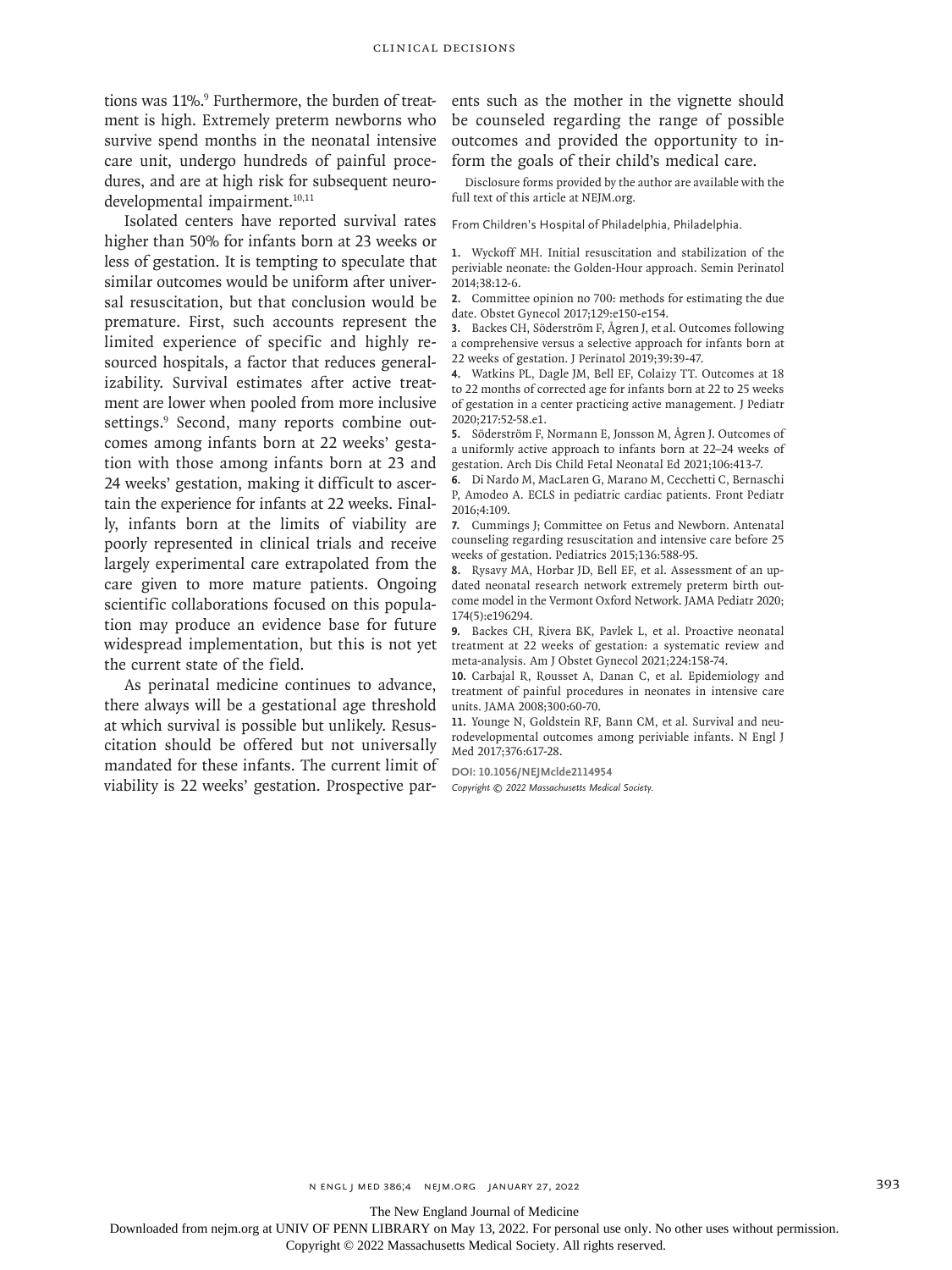tions was 11%.[9] Furthermore, the burden of treatment is high. Extremely preterm newborns who survive spend months in the neonatal intensive care unit, undergo hundreds of painful procedures, and are at high risk for subsequent neurodevelopmental impairment.[10,11]

Isolated centers have reported survival rates higher than 50% for infants born at 23 weeks or less of gestation. It is tempting to speculate that similar outcomes would be uniform after universal resuscitation, but that conclusion would be premature. First, such accounts represent the limited experience of specific and highly resourced hospitals, a factor that reduces generalizability. Survival estimates after active treatment are lower when pooled from more inclusive settings.[9] Second, many reports combine outcomes among infants born at 22 weeks' gestation with those among infants born at 23 and 24 weeks' gestation, making it difficult to ascertain the experience for infants at 22 weeks. Finally, infants born at the limits of viability are poorly represented in clinical trials and receive largely experimental care extrapolated from the care given to more mature patients. Ongoing scientific collaborations focused on this population may produce an evidence base for future widespread implementation, but this is not yet the current state of the field.

As perinatal medicine continues to advance, there always will be a gestational age threshold at which survival is possible but unlikely. Resuscitation should be offered but not universally mandated for these infants. The current limit of viability is 22 weeks' gestation. Prospective parents such as the mother in the vignette should be counseled regarding the range of possible outcomes and provided the opportunity to inform the goals of their child's medical care.

Disclosure forms provided by the author are available with the full text of this article at NEJM.org.

From Children's Hospital of Philadelphia, Philadelphia.

1. Wyckoff MH. Initial resuscitation and stabilization of the periviable neonate: the Golden-Hour approach. Semin Perinatol 2014;38:12-6.
2. Committee opinion no 700: methods for estimating the due date. Obstet Gynecol 2017;129:e150-e154.
3. Backes CH, Söderström F, Ågren J, et al. Outcomes following a comprehensive versus a selective approach for infants born at 22 weeks of gestation. J Perinatol 2019;39:39-47.
4. Watkins PL, Dagle JM, Bell EF, Colaizy TT. Outcomes at 18 to 22 months of corrected age for infants born at 22 to 25 weeks of gestation in a center practicing active management. J Pediatr 2020;217:52-58.e1.
5. Söderström F, Normann E, Jonsson M, Ågren J. Outcomes of a uniformly active approach to infants born at 22–24 weeks of gestation. Arch Dis Child Fetal Neonatal Ed 2021;106:413-7.
6. Di Nardo M, MacLaren G, Marano M, Cecchetti C, Bernaschi P, Amodeo A. ECLS in pediatric cardiac patients. Front Pediatr 2016;4:109.
7. Cummings J; Committee on Fetus and Newborn. Antenatal counseling regarding resuscitation and intensive care before 25 weeks of gestation. Pediatrics 2015;136:588-95.
8. Rysavy MA, Horbar JD, Bell EF, et al. Assessment of an updated neonatal research network extremely preterm birth outcome model in the Vermont Oxford Network. JAMA Pediatr 2020; 174(5):e196294.
9. Backes CH, Rivera BK, Pavlek L, et al. Proactive neonatal treatment at 22 weeks of gestation: a systematic review and meta-analysis. Am J Obstet Gynecol 2021;224:158-74.
10. Carbajal R, Rousset A, Danan C, et al. Epidemiology and treatment of painful procedures in neonates in intensive care units. JAMA 2008;300:60-70.
11. Younge N, Goldstein RF, Bann CM, et al. Survival and neurodevelopmental outcomes among periviable infants. N Engl J Med 2017;376:617-28.

DOI: 10.1056/NEJMclde2114954

*Copyright © 2022 Massachusetts Medical Society.*